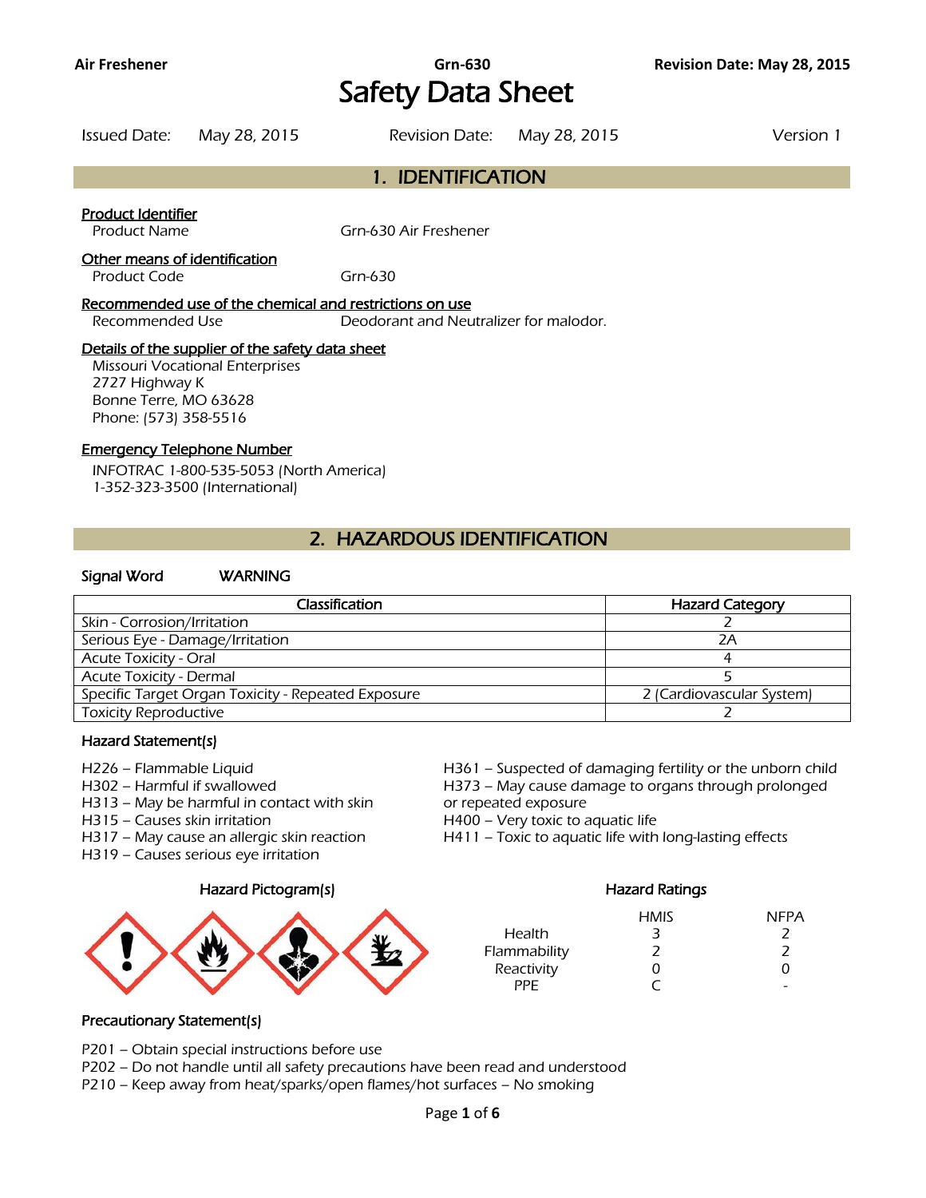# Safety Data Sheet

Issued Date: May 28, 2015 Revision Date: May 28, 2015 Version 1

## 1. IDENTIFICATION

**Product Identifier**

Product Name Grn-630 Air Freshener

**Other means of identification**

Product Code Grn-630

**Recommended use of the chemical and restrictions on use**

Recommended Use Deodorant and Neutralizer for malodor.

**Details of the supplier of the safety data sheet**

Missouri Vocational Enterprises
2727 Highway K
Bonne Terre, MO 63628
Phone: (573) 358-5516

**Emergency Telephone Number**

INFOTRAC 1-800-535-5053 (North America)
1-352-323-3500 (International)

## 2. HAZARDOUS IDENTIFICATION

**Signal Word** WARNING

| Classification | Hazard Category |
|---|---|
| Skin - Corrosion/Irritation | 2 |
| Serious Eye - Damage/Irritation | 2A |
| Acute Toxicity - Oral | 4 |
| Acute Toxicity - Dermal | 5 |
| Specific Target Organ Toxicity - Repeated Exposure | 2 (Cardiovascular System) |
| Toxicity Reproductive | 2 |

**Hazard Statement(s)**

H226 – Flammable Liquid
H302 – Harmful if swallowed
H313 – May be harmful in contact with skin
H315 – Causes skin irritation
H317 – May cause an allergic skin reaction
H319 – Causes serious eye irritation
H361 – Suspected of damaging fertility or the unborn child
H373 – May cause damage to organs through prolonged or repeated exposure
H400 – Very toxic to aquatic life
H411 – Toxic to aquatic life with long-lasting effects

**Hazard Pictogram(s)**

**Hazard Ratings**

| | HMIS | NFPA |
|---|---|---|
| Health | 3 | 2 |
| Flammability | 2 | 2 |
| Reactivity | 0 | 0 |
| PPE | C | - |

**Precautionary Statement(s)**

P201 – Obtain special instructions before use
P202 – Do not handle until all safety precautions have been read and understood
P210 – Keep away from heat/sparks/open flames/hot surfaces – No smoking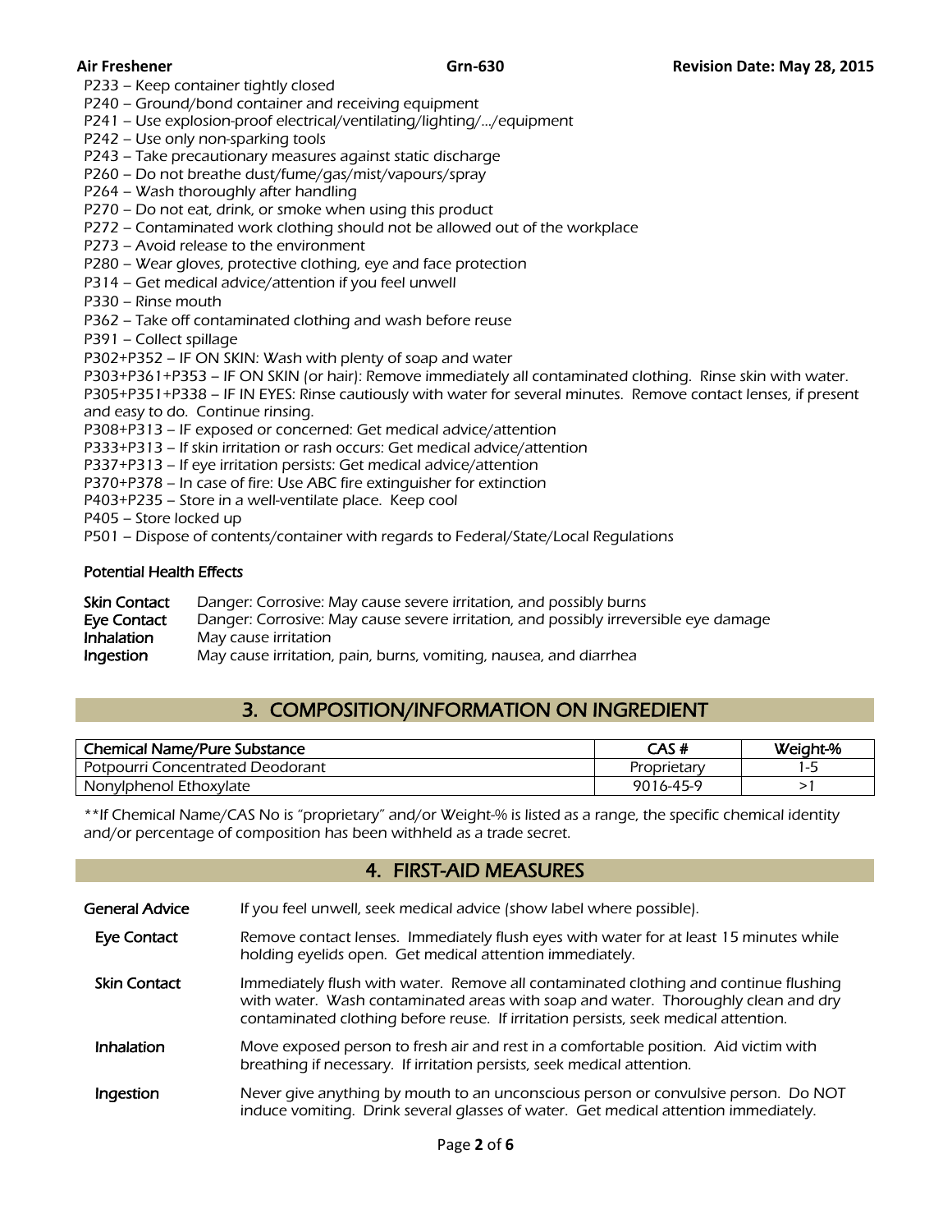P233 – Keep container tightly closed
P240 – Ground/bond container and receiving equipment
P241 – Use explosion-proof electrical/ventilating/lighting/…/equipment
P242 – Use only non-sparking tools
P243 – Take precautionary measures against static discharge
P260 – Do not breathe dust/fume/gas/mist/vapours/spray
P264 – Wash thoroughly after handling
P270 – Do not eat, drink, or smoke when using this product
P272 – Contaminated work clothing should not be allowed out of the workplace
P273 – Avoid release to the environment
P280 – Wear gloves, protective clothing, eye and face protection
P314 – Get medical advice/attention if you feel unwell
P330 – Rinse mouth
P362 – Take off contaminated clothing and wash before reuse
P391 – Collect spillage
P302+P352 – IF ON SKIN: Wash with plenty of soap and water
P303+P361+P353 – IF ON SKIN (or hair): Remove immediately all contaminated clothing. Rinse skin with water.
P305+P351+P338 – IF IN EYES: Rinse cautiously with water for several minutes. Remove contact lenses, if present and easy to do. Continue rinsing.
P308+P313 – IF exposed or concerned: Get medical advice/attention
P333+P313 – If skin irritation or rash occurs: Get medical advice/attention
P337+P313 – If eye irritation persists: Get medical advice/attention
P370+P378 – In case of fire: Use ABC fire extinguisher for extinction
P403+P235 – Store in a well-ventilate place. Keep cool
P405 – Store locked up
P501 – Dispose of contents/container with regards to Federal/State/Local Regulations

### Potential Health Effects

**Skin Contact** Danger: Corrosive: May cause severe irritation, and possibly burns
**Eye Contact** Danger: Corrosive: May cause severe irritation, and possibly irreversible eye damage
**Inhalation** May cause irritation
**Ingestion** May cause irritation, pain, burns, vomiting, nausea, and diarrhea

## 3. COMPOSITION/INFORMATION ON INGREDIENT

| Chemical Name/Pure Substance | CAS # | Weight-% |
|---|---|---|
| Potpourri Concentrated Deodorant | Proprietary | 1-5 |
| Nonylphenol Ethoxylate | 9016-45-9 | >1 |

**If Chemical Name/CAS No is "proprietary" and/or Weight-% is listed as a range, the specific chemical identity and/or percentage of composition has been withheld as a trade secret.

## 4. FIRST-AID MEASURES

**General Advice** If you feel unwell, seek medical advice (show label where possible).

**Eye Contact** Remove contact lenses. Immediately flush eyes with water for at least 15 minutes while holding eyelids open. Get medical attention immediately.

**Skin Contact** Immediately flush with water. Remove all contaminated clothing and continue flushing with water. Wash contaminated areas with soap and water. Thoroughly clean and dry contaminated clothing before reuse. If irritation persists, seek medical attention.

**Inhalation** Move exposed person to fresh air and rest in a comfortable position. Aid victim with breathing if necessary. If irritation persists, seek medical attention.

**Ingestion** Never give anything by mouth to an unconscious person or convulsive person. Do NOT induce vomiting. Drink several glasses of water. Get medical attention immediately.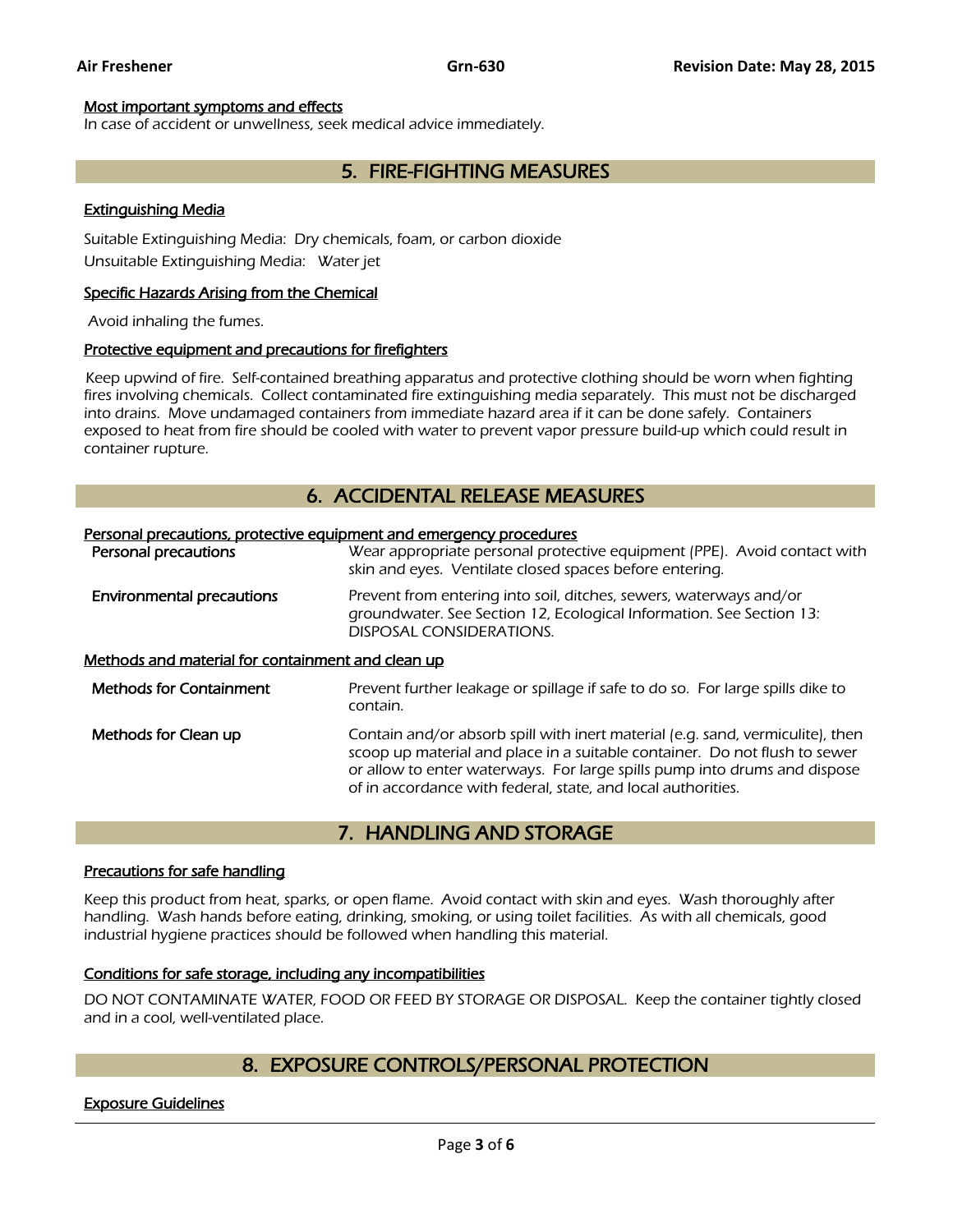### Most important symptoms and effects

In case of accident or unwellness, seek medical advice immediately.

## 5. FIRE-FIGHTING MEASURES

### Extinguishing Media

Suitable Extinguishing Media: Dry chemicals, foam, or carbon dioxide

Unsuitable Extinguishing Media: Water jet

### Specific Hazards Arising from the Chemical

Avoid inhaling the fumes.

### Protective equipment and precautions for firefighters

Keep upwind of fire. Self-contained breathing apparatus and protective clothing should be worn when fighting fires involving chemicals. Collect contaminated fire extinguishing media separately. This must not be discharged into drains. Move undamaged containers from immediate hazard area if it can be done safely. Containers exposed to heat from fire should be cooled with water to prevent vapor pressure build-up which could result in container rupture.

## 6. ACCIDENTAL RELEASE MEASURES

### Personal precautions, protective equipment and emergency procedures

**Personal precautions** — Wear appropriate personal protective equipment (PPE). Avoid contact with skin and eyes. Ventilate closed spaces before entering.

**Environmental precautions** — Prevent from entering into soil, ditches, sewers, waterways and/or groundwater. See Section 12, Ecological Information. See Section 13: DISPOSAL CONSIDERATIONS.

### Methods and material for containment and clean up

**Methods for Containment** — Prevent further leakage or spillage if safe to do so. For large spills dike to contain.

**Methods for Clean up** — Contain and/or absorb spill with inert material (e.g. sand, vermiculite), then scoop up material and place in a suitable container. Do not flush to sewer or allow to enter waterways. For large spills pump into drums and dispose of in accordance with federal, state, and local authorities.

## 7. HANDLING AND STORAGE

### Precautions for safe handling

Keep this product from heat, sparks, or open flame. Avoid contact with skin and eyes. Wash thoroughly after handling. Wash hands before eating, drinking, smoking, or using toilet facilities. As with all chemicals, good industrial hygiene practices should be followed when handling this material.

### Conditions for safe storage, including any incompatibilities

DO NOT CONTAMINATE WATER, FOOD OR FEED BY STORAGE OR DISPOSAL. Keep the container tightly closed and in a cool, well-ventilated place.

## 8. EXPOSURE CONTROLS/PERSONAL PROTECTION

### Exposure Guidelines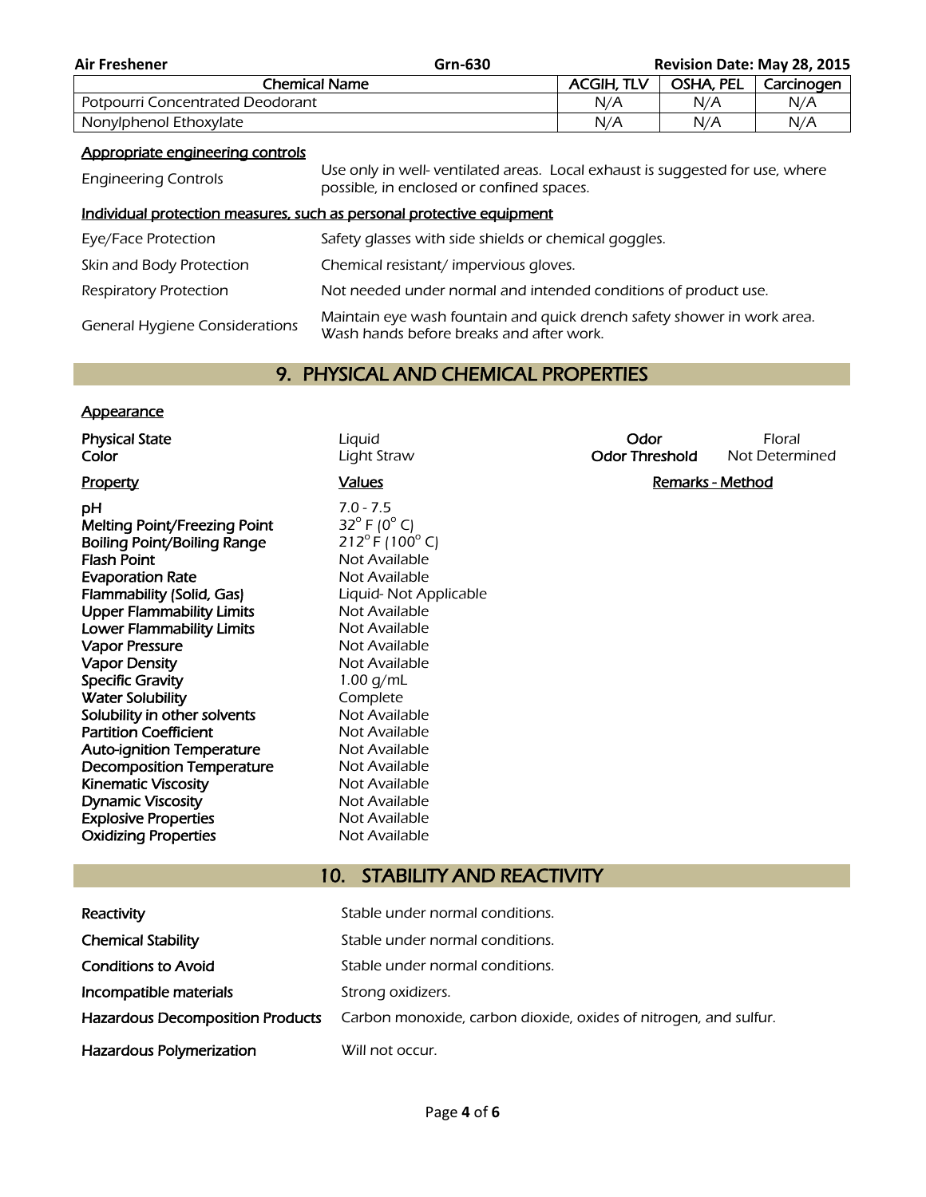| Chemical Name | ACGIH, TLV | OSHA, PEL | Carcinogen |
|---|---|---|---|
| Potpourri Concentrated Deodorant | N/A | N/A | N/A |
| Nonylphenol Ethoxylate | N/A | N/A | N/A |

**Appropriate engineering controls**

| | |
|---|---|
| Engineering Controls | Use only in well- ventilated areas. Local exhaust is suggested for use, where possible, in enclosed or confined spaces. |

**Individual protection measures, such as personal protective equipment**

| | |
|---|---|
| Eye/Face Protection | Safety glasses with side shields or chemical goggles. |
| Skin and Body Protection | Chemical resistant/ impervious gloves. |
| Respiratory Protection | Not needed under normal and intended conditions of product use. |
| General Hygiene Considerations | Maintain eye wash fountain and quick drench safety shower in work area. Wash hands before breaks and after work. |

## 9. PHYSICAL AND CHEMICAL PROPERTIES

**Appearance**

| | | | |
|---|---|---|---|
| **Physical State** | Liquid | **Odor** | Floral |
| **Color** | Light Straw | **Odor Threshold** | Not Determined |

| Property | Values | Remarks - Method |
|---|---|---|
| **pH** | 7.0 - 7.5 | |
| **Melting Point/Freezing Point** | 32° F (0° C) | |
| **Boiling Point/Boiling Range** | 212° F (100° C) | |
| **Flash Point** | Not Available | |
| **Evaporation Rate** | Not Available | |
| **Flammability (Solid, Gas)** | Liquid- Not Applicable | |
| **Upper Flammability Limits** | Not Available | |
| **Lower Flammability Limits** | Not Available | |
| **Vapor Pressure** | Not Available | |
| **Vapor Density** | Not Available | |
| **Specific Gravity** | 1.00 g/mL | |
| **Water Solubility** | Complete | |
| **Solubility in other solvents** | Not Available | |
| **Partition Coefficient** | Not Available | |
| **Auto-ignition Temperature** | Not Available | |
| **Decomposition Temperature** | Not Available | |
| **Kinematic Viscosity** | Not Available | |
| **Dynamic Viscosity** | Not Available | |
| **Explosive Properties** | Not Available | |
| **Oxidizing Properties** | Not Available | |

## 10. STABILITY AND REACTIVITY

| | |
|---|---|
| **Reactivity** | Stable under normal conditions. |
| **Chemical Stability** | Stable under normal conditions. |
| **Conditions to Avoid** | Stable under normal conditions. |
| **Incompatible materials** | Strong oxidizers. |
| **Hazardous Decomposition Products** | Carbon monoxide, carbon dioxide, oxides of nitrogen, and sulfur. |
| **Hazardous Polymerization** | Will not occur. |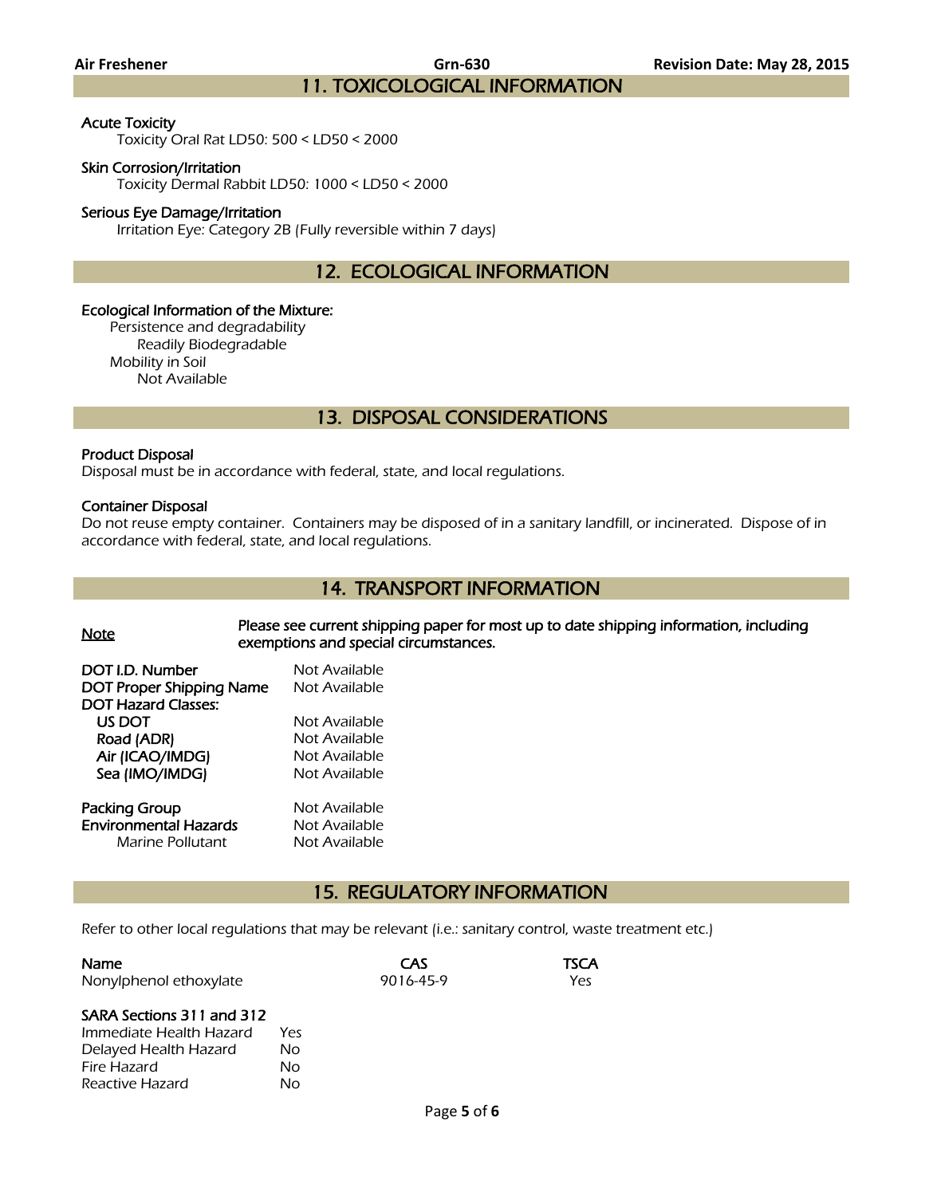## 11. TOXICOLOGICAL INFORMATION

**Acute Toxicity**

Toxicity Oral Rat LD50: 500 < LD50 < 2000

**Skin Corrosion/Irritation**

Toxicity Dermal Rabbit LD50: 1000 < LD50 < 2000

**Serious Eye Damage/Irritation**

Irritation Eye: Category 2B (Fully reversible within 7 days)

## 12. ECOLOGICAL INFORMATION

**Ecological Information of the Mixture:**

Persistence and degradability
Readily Biodegradable

Mobility in Soil
Not Available

## 13. DISPOSAL CONSIDERATIONS

**Product Disposal**

Disposal must be in accordance with federal, state, and local regulations.

**Container Disposal**

Do not reuse empty container. Containers may be disposed of in a sanitary landfill, or incinerated. Dispose of in accordance with federal, state, and local regulations.

## 14. TRANSPORT INFORMATION

**Note** — **Please see current shipping paper for most up to date shipping information, including exemptions and special circumstances.**

| | |
|---|---|
| **DOT I.D. Number** | Not Available |
| **DOT Proper Shipping Name** | Not Available |
| **DOT Hazard Classes:** | |
| **US DOT** | Not Available |
| **Road (ADR)** | Not Available |
| **Air (ICAO/IMDG)** | Not Available |
| **Sea (IMO/IMDG)** | Not Available |
| **Packing Group** | Not Available |
| **Environmental Hazards** | Not Available |
| Marine Pollutant | Not Available |

## 15. REGULATORY INFORMATION

Refer to other local regulations that may be relevant (i.e.: sanitary control, waste treatment etc.)

| Name | CAS | TSCA |
|---|---|---|
| Nonylphenol ethoxylate | 9016-45-9 | Yes |

**SARA Sections 311 and 312**

| | |
|---|---|
| Immediate Health Hazard | Yes |
| Delayed Health Hazard | No |
| Fire Hazard | No |
| Reactive Hazard | No |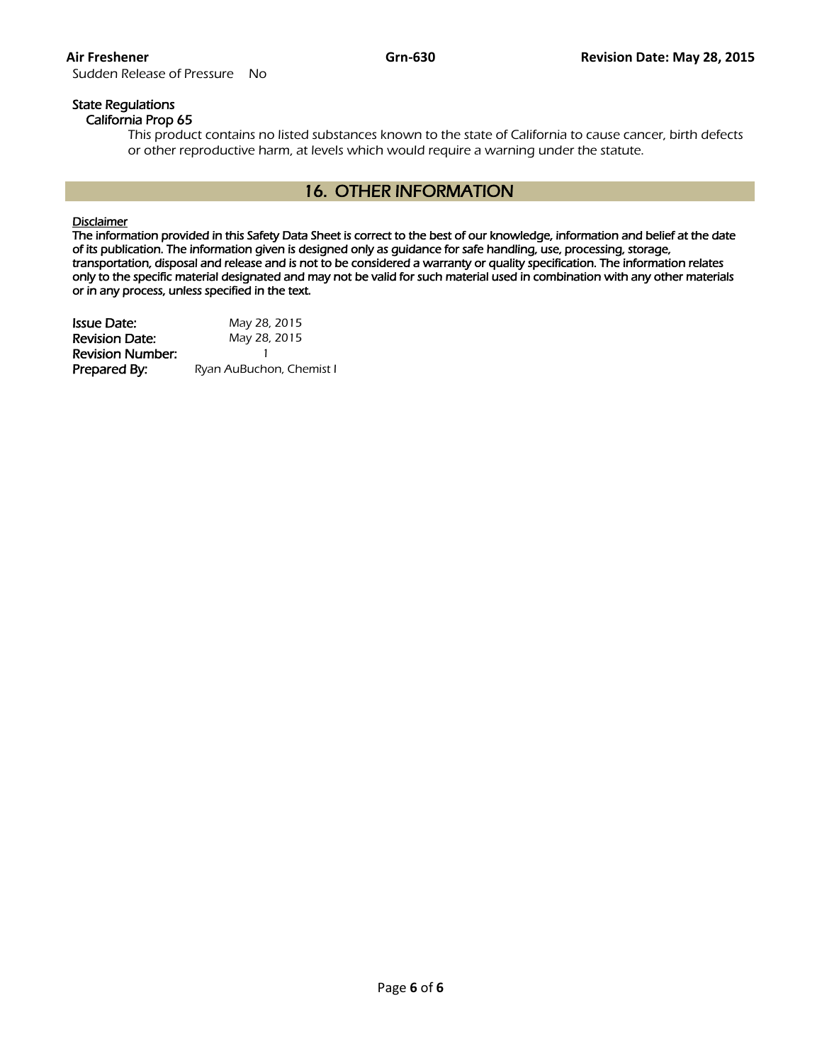Sudden Release of Pressure No

State Regulations

California Prop 65

*This product contains no listed substances known to the state of California to cause cancer, birth defects or other reproductive harm, at levels which would require a warning under the statute.*

## 16. OTHER INFORMATION

Disclaimer

The information provided in this Safety Data Sheet is correct to the best of our knowledge, information and belief at the date of its publication. The information given is designed only as guidance for safe handling, use, processing, storage, transportation, disposal and release and is not to be considered a warranty or quality specification. The information relates only to the specific material designated and may not be valid for such material used in combination with any other materials or in any process, unless specified in the text.

| | |
|---|---|
| Issue Date: | May 28, 2015 |
| Revision Date: | May 28, 2015 |
| Revision Number: | 1 |
| Prepared By: | Ryan AuBuchon, Chemist I |